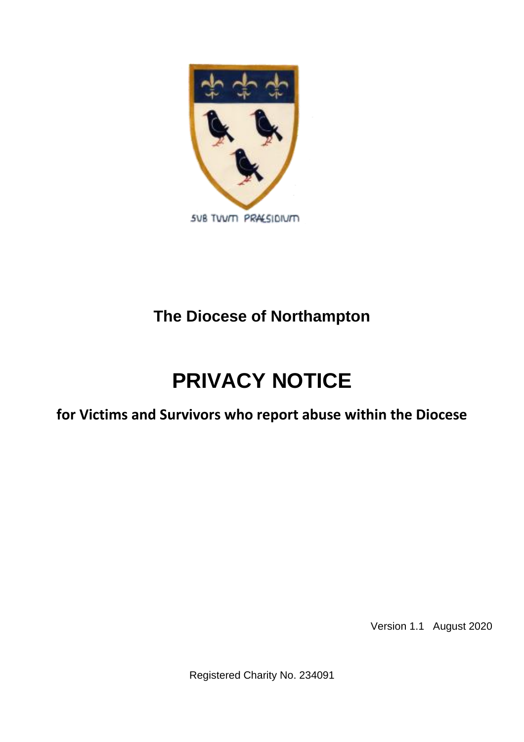SUB TUUM PRAESIDIUM

**The Diocese of Northampton**

# PRIVACY NOTICE

## for Victims and Survivors who report abuse within the Diocese

Version 1.1 August 2020

Registered Charity No. 234091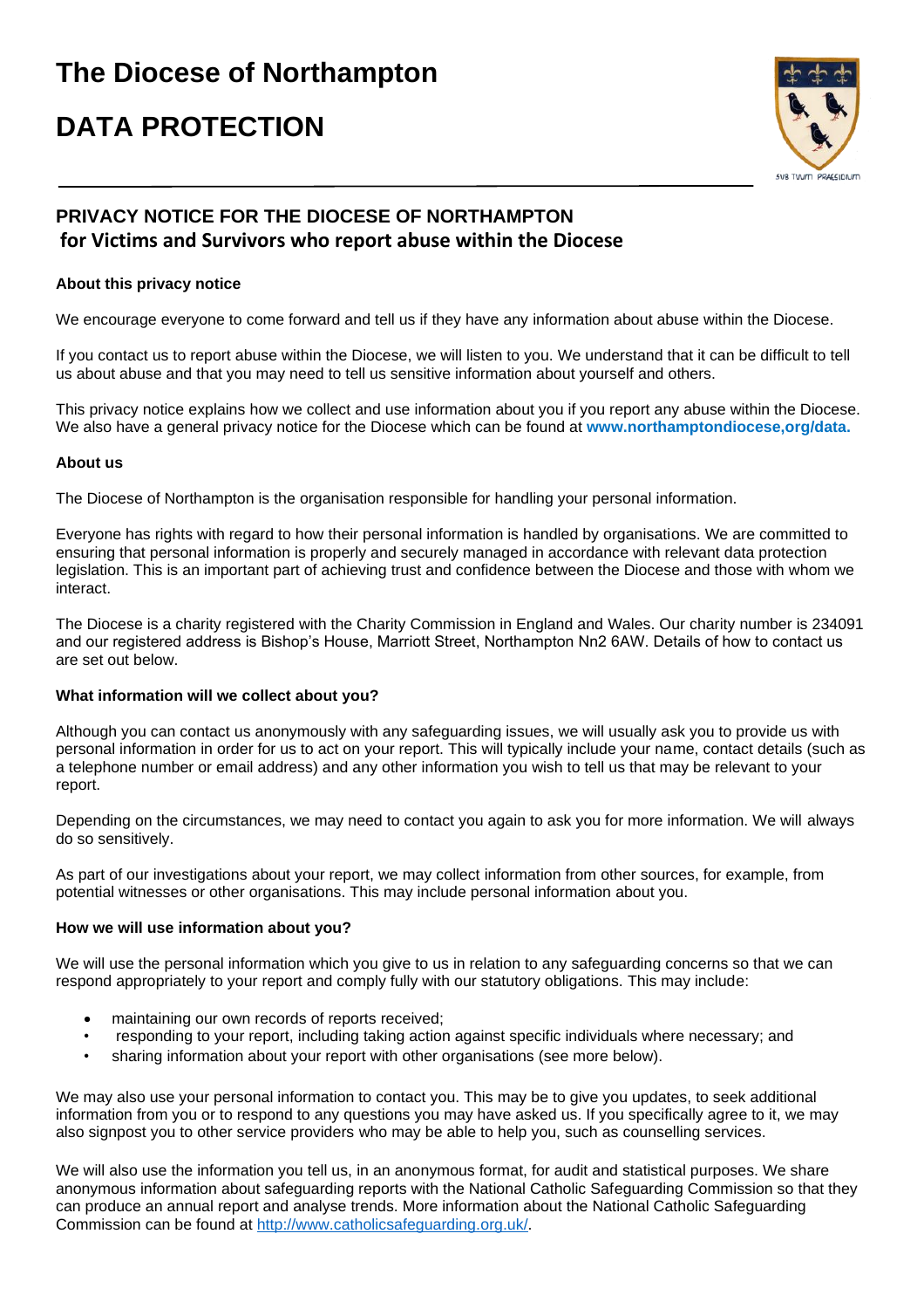# The Diocese of Northampton

# DATA PROTECTION

## PRIVACY NOTICE FOR THE DIOCESE OF NORTHAMPTON for Victims and Survivors who report abuse within the Diocese

**About this privacy notice**

We encourage everyone to come forward and tell us if they have any information about abuse within the Diocese.

If you contact us to report abuse within the Diocese, we will listen to you. We understand that it can be difficult to tell us about abuse and that you may need to tell us sensitive information about yourself and others.

This privacy notice explains how we collect and use information about you if you report any abuse within the Diocese. We also have a general privacy notice for the Diocese which can be found at **www.northamptondiocese,org/data.**

**About us**

The Diocese of Northampton is the organisation responsible for handling your personal information.

Everyone has rights with regard to how their personal information is handled by organisations. We are committed to ensuring that personal information is properly and securely managed in accordance with relevant data protection legislation. This is an important part of achieving trust and confidence between the Diocese and those with whom we interact.

The Diocese is a charity registered with the Charity Commission in England and Wales. Our charity number is 234091 and our registered address is Bishop's House, Marriott Street, Northampton Nn2 6AW. Details of how to contact us are set out below.

**What information will we collect about you?**

Although you can contact us anonymously with any safeguarding issues, we will usually ask you to provide us with personal information in order for us to act on your report. This will typically include your name, contact details (such as a telephone number or email address) and any other information you wish to tell us that may be relevant to your report.

Depending on the circumstances, we may need to contact you again to ask you for more information. We will always do so sensitively.

As part of our investigations about your report, we may collect information from other sources, for example, from potential witnesses or other organisations. This may include personal information about you.

**How we will use information about you?**

We will use the personal information which you give to us in relation to any safeguarding concerns so that we can respond appropriately to your report and comply fully with our statutory obligations. This may include:

- maintaining our own records of reports received;
- responding to your report, including taking action against specific individuals where necessary; and
- sharing information about your report with other organisations (see more below).

We may also use your personal information to contact you. This may be to give you updates, to seek additional information from you or to respond to any questions you may have asked us. If you specifically agree to it, we may also signpost you to other service providers who may be able to help you, such as counselling services.

We will also use the information you tell us, in an anonymous format, for audit and statistical purposes. We share anonymous information about safeguarding reports with the National Catholic Safeguarding Commission so that they can produce an annual report and analyse trends. More information about the National Catholic Safeguarding Commission can be found at http://www.catholicsafeguarding.org.uk/.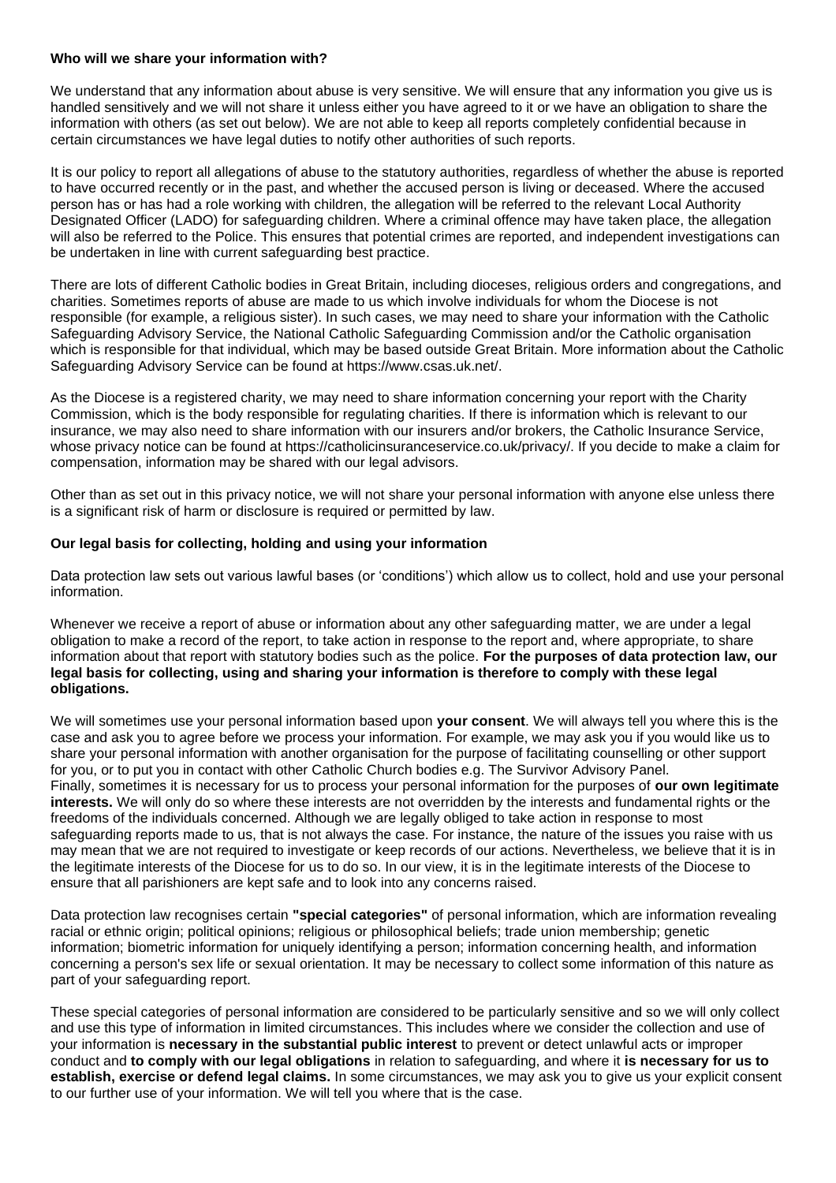**Who will we share your information with?**

We understand that any information about abuse is very sensitive. We will ensure that any information you give us is handled sensitively and we will not share it unless either you have agreed to it or we have an obligation to share the information with others (as set out below). We are not able to keep all reports completely confidential because in certain circumstances we have legal duties to notify other authorities of such reports.

It is our policy to report all allegations of abuse to the statutory authorities, regardless of whether the abuse is reported to have occurred recently or in the past, and whether the accused person is living or deceased. Where the accused person has or has had a role working with children, the allegation will be referred to the relevant Local Authority Designated Officer (LADO) for safeguarding children. Where a criminal offence may have taken place, the allegation will also be referred to the Police. This ensures that potential crimes are reported, and independent investigations can be undertaken in line with current safeguarding best practice.

There are lots of different Catholic bodies in Great Britain, including dioceses, religious orders and congregations, and charities. Sometimes reports of abuse are made to us which involve individuals for whom the Diocese is not responsible (for example, a religious sister). In such cases, we may need to share your information with the Catholic Safeguarding Advisory Service, the National Catholic Safeguarding Commission and/or the Catholic organisation which is responsible for that individual, which may be based outside Great Britain. More information about the Catholic Safeguarding Advisory Service can be found at https://www.csas.uk.net/.

As the Diocese is a registered charity, we may need to share information concerning your report with the Charity Commission, which is the body responsible for regulating charities. If there is information which is relevant to our insurance, we may also need to share information with our insurers and/or brokers, the Catholic Insurance Service, whose privacy notice can be found at https://catholicinsuranceservice.co.uk/privacy/. If you decide to make a claim for compensation, information may be shared with our legal advisors.

Other than as set out in this privacy notice, we will not share your personal information with anyone else unless there is a significant risk of harm or disclosure is required or permitted by law.

**Our legal basis for collecting, holding and using your information**

Data protection law sets out various lawful bases (or 'conditions') which allow us to collect, hold and use your personal information.

Whenever we receive a report of abuse or information about any other safeguarding matter, we are under a legal obligation to make a record of the report, to take action in response to the report and, where appropriate, to share information about that report with statutory bodies such as the police. **For the purposes of data protection law, our legal basis for collecting, using and sharing your information is therefore to comply with these legal obligations.**

We will sometimes use your personal information based upon **your consent**. We will always tell you where this is the case and ask you to agree before we process your information. For example, we may ask you if you would like us to share your personal information with another organisation for the purpose of facilitating counselling or other support for you, or to put you in contact with other Catholic Church bodies e.g. The Survivor Advisory Panel.
Finally, sometimes it is necessary for us to process your personal information for the purposes of **our own legitimate interests.** We will only do so where these interests are not overridden by the interests and fundamental rights or the freedoms of the individuals concerned. Although we are legally obliged to take action in response to most safeguarding reports made to us, that is not always the case. For instance, the nature of the issues you raise with us may mean that we are not required to investigate or keep records of our actions. Nevertheless, we believe that it is in the legitimate interests of the Diocese for us to do so. In our view, it is in the legitimate interests of the Diocese to ensure that all parishioners are kept safe and to look into any concerns raised.

Data protection law recognises certain **"special categories"** of personal information, which are information revealing racial or ethnic origin; political opinions; religious or philosophical beliefs; trade union membership; genetic information; biometric information for uniquely identifying a person; information concerning health, and information concerning a person's sex life or sexual orientation. It may be necessary to collect some information of this nature as part of your safeguarding report.

These special categories of personal information are considered to be particularly sensitive and so we will only collect and use this type of information in limited circumstances. This includes where we consider the collection and use of your information is **necessary in the substantial public interest** to prevent or detect unlawful acts or improper conduct and **to comply with our legal obligations** in relation to safeguarding, and where it **is necessary for us to establish, exercise or defend legal claims.** In some circumstances, we may ask you to give us your explicit consent to our further use of your information. We will tell you where that is the case.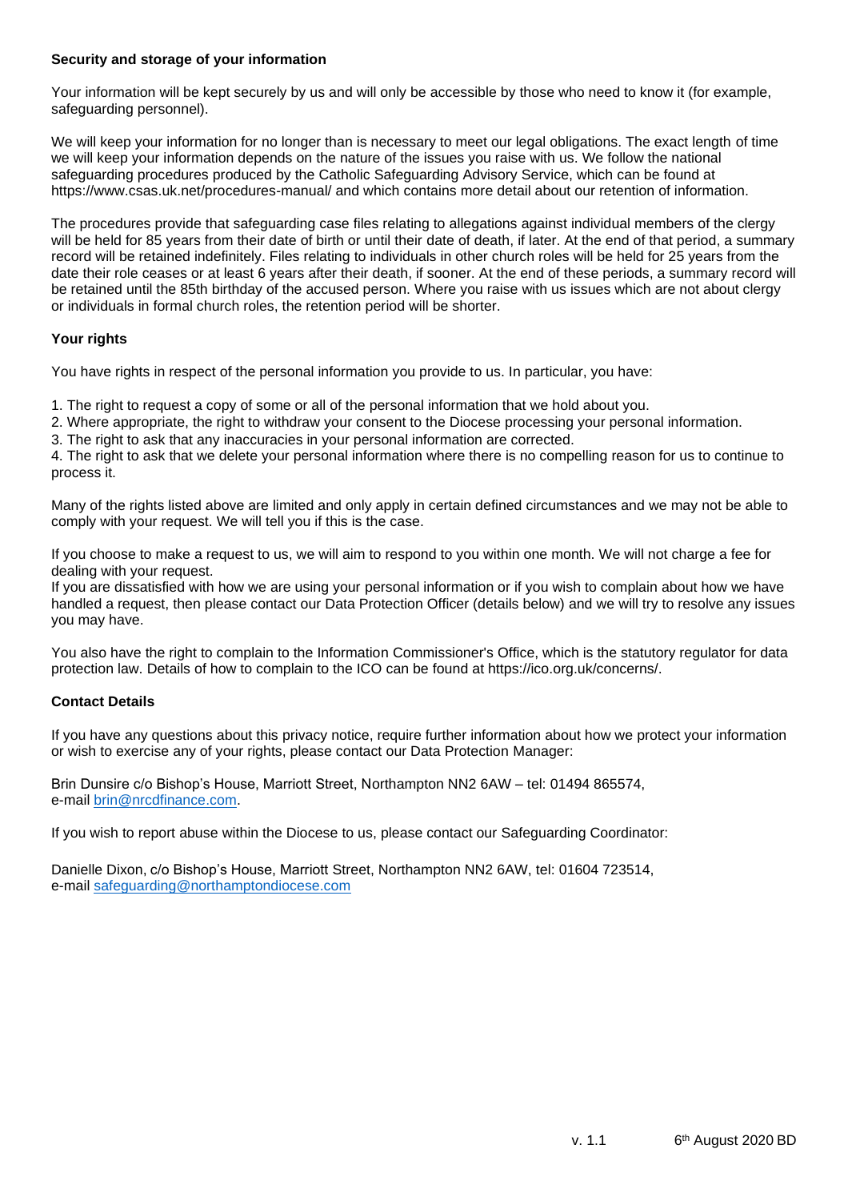**Security and storage of your information**

Your information will be kept securely by us and will only be accessible by those who need to know it (for example, safeguarding personnel).

We will keep your information for no longer than is necessary to meet our legal obligations. The exact length of time we will keep your information depends on the nature of the issues you raise with us. We follow the national safeguarding procedures produced by the Catholic Safeguarding Advisory Service, which can be found at https://www.csas.uk.net/procedures-manual/ and which contains more detail about our retention of information.

The procedures provide that safeguarding case files relating to allegations against individual members of the clergy will be held for 85 years from their date of birth or until their date of death, if later. At the end of that period, a summary record will be retained indefinitely. Files relating to individuals in other church roles will be held for 25 years from the date their role ceases or at least 6 years after their death, if sooner. At the end of these periods, a summary record will be retained until the 85th birthday of the accused person. Where you raise with us issues which are not about clergy or individuals in formal church roles, the retention period will be shorter.

**Your rights**

You have rights in respect of the personal information you provide to us. In particular, you have:

1. The right to request a copy of some or all of the personal information that we hold about you.
2. Where appropriate, the right to withdraw your consent to the Diocese processing your personal information.
3. The right to ask that any inaccuracies in your personal information are corrected.
4. The right to ask that we delete your personal information where there is no compelling reason for us to continue to process it.

Many of the rights listed above are limited and only apply in certain defined circumstances and we may not be able to comply with your request. We will tell you if this is the case.

If you choose to make a request to us, we will aim to respond to you within one month. We will not charge a fee for dealing with your request.
If you are dissatisfied with how we are using your personal information or if you wish to complain about how we have handled a request, then please contact our Data Protection Officer (details below) and we will try to resolve any issues you may have.

You also have the right to complain to the Information Commissioner's Office, which is the statutory regulator for data protection law. Details of how to complain to the ICO can be found at https://ico.org.uk/concerns/.

**Contact Details**

If you have any questions about this privacy notice, require further information about how we protect your information or wish to exercise any of your rights, please contact our Data Protection Manager:

Brin Dunsire c/o Bishop's House, Marriott Street, Northampton NN2 6AW – tel: 01494 865574,
e-mail brin@nrcdfinance.com.

If you wish to report abuse within the Diocese to us, please contact our Safeguarding Coordinator:

Danielle Dixon, c/o Bishop's House, Marriott Street, Northampton NN2 6AW, tel: 01604 723514,
e-mail safeguarding@northamptondiocese.com

v. 1.1 6th August 2020 BD